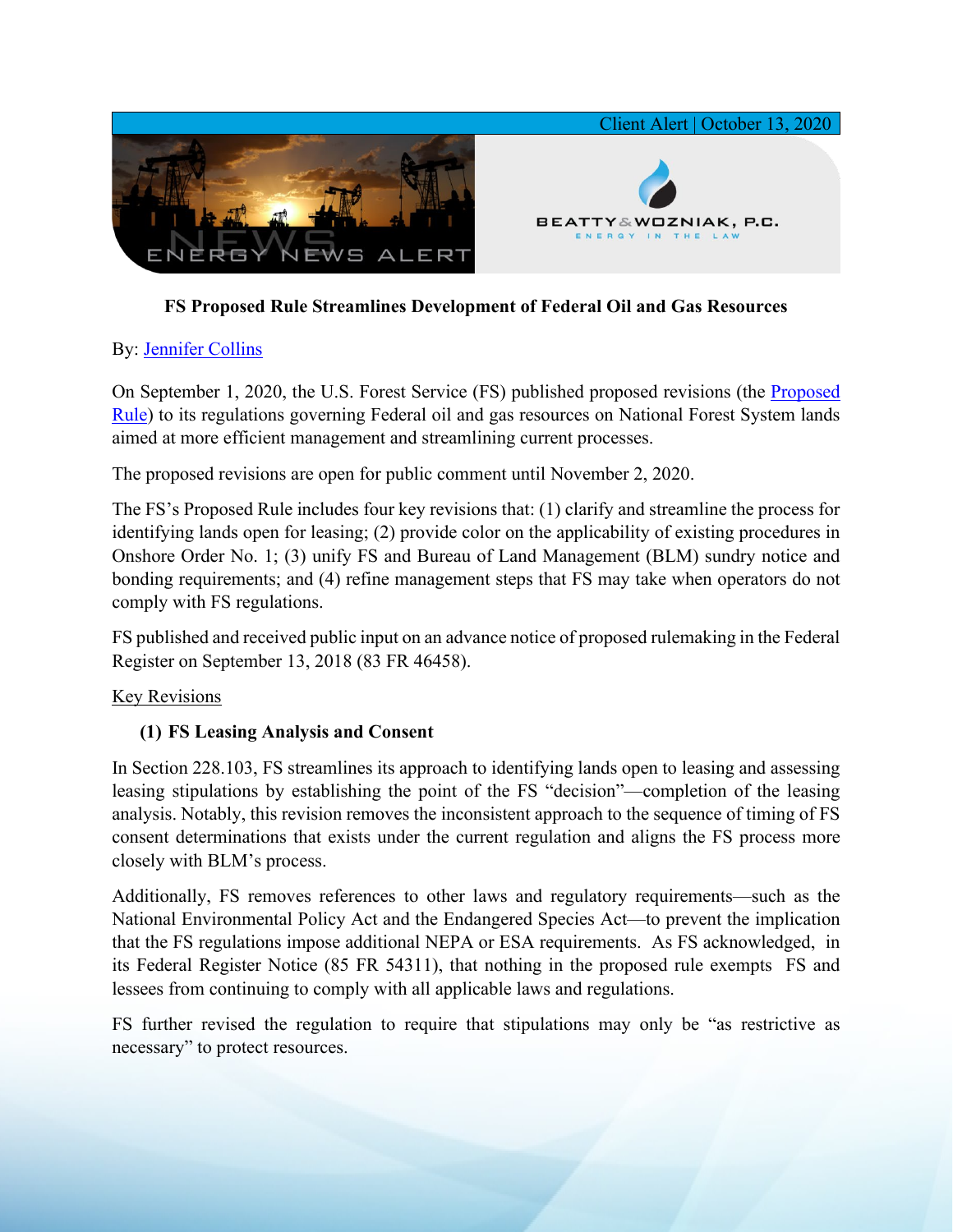Client Alert | October 13, 2020

ENERGY NEWS ALERT

BEATTY & WOZNIAK, P.C.
ENERGY IN THE LAW

## FS Proposed Rule Streamlines Development of Federal Oil and Gas Resources

By: Jennifer Collins

On September 1, 2020, the U.S. Forest Service (FS) published proposed revisions (the Proposed Rule) to its regulations governing Federal oil and gas resources on National Forest System lands aimed at more efficient management and streamlining current processes.

The proposed revisions are open for public comment until November 2, 2020.

The FS's Proposed Rule includes four key revisions that: (1) clarify and streamline the process for identifying lands open for leasing; (2) provide color on the applicability of existing procedures in Onshore Order No. 1; (3) unify FS and Bureau of Land Management (BLM) sundry notice and bonding requirements; and (4) refine management steps that FS may take when operators do not comply with FS regulations.

FS published and received public input on an advance notice of proposed rulemaking in the Federal Register on September 13, 2018 (83 FR 46458).

### Key Revisions

#### (1) FS Leasing Analysis and Consent

In Section 228.103, FS streamlines its approach to identifying lands open to leasing and assessing leasing stipulations by establishing the point of the FS "decision"—completion of the leasing analysis. Notably, this revision removes the inconsistent approach to the sequence of timing of FS consent determinations that exists under the current regulation and aligns the FS process more closely with BLM's process.

Additionally, FS removes references to other laws and regulatory requirements—such as the National Environmental Policy Act and the Endangered Species Act—to prevent the implication that the FS regulations impose additional NEPA or ESA requirements. As FS acknowledged, in its Federal Register Notice (85 FR 54311), that nothing in the proposed rule exempts FS and lessees from continuing to comply with all applicable laws and regulations.

FS further revised the regulation to require that stipulations may only be "as restrictive as necessary" to protect resources.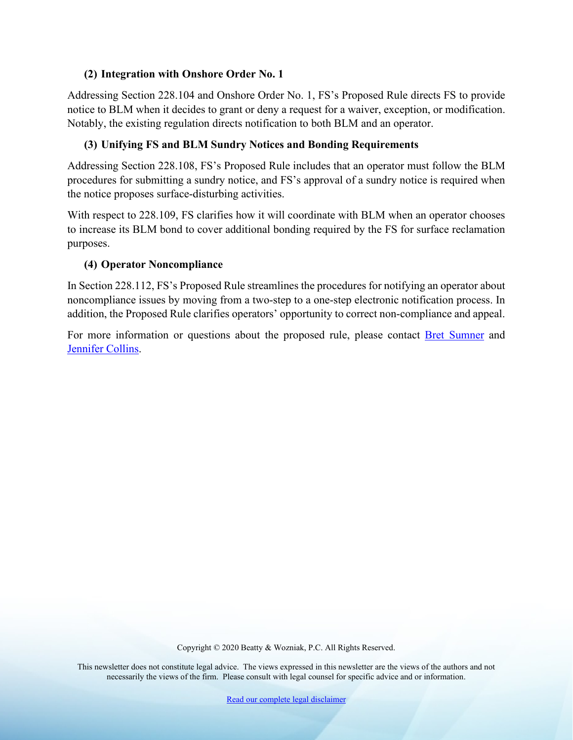### (2) Integration with Onshore Order No. 1

Addressing Section 228.104 and Onshore Order No. 1, FS's Proposed Rule directs FS to provide notice to BLM when it decides to grant or deny a request for a waiver, exception, or modification. Notably, the existing regulation directs notification to both BLM and an operator.

### (3) Unifying FS and BLM Sundry Notices and Bonding Requirements

Addressing Section 228.108, FS's Proposed Rule includes that an operator must follow the BLM procedures for submitting a sundry notice, and FS's approval of a sundry notice is required when the notice proposes surface-disturbing activities.

With respect to 228.109, FS clarifies how it will coordinate with BLM when an operator chooses to increase its BLM bond to cover additional bonding required by the FS for surface reclamation purposes.

### (4) Operator Noncompliance

In Section 228.112, FS's Proposed Rule streamlines the procedures for notifying an operator about noncompliance issues by moving from a two-step to a one-step electronic notification process. In addition, the Proposed Rule clarifies operators' opportunity to correct non-compliance and appeal.

For more information or questions about the proposed rule, please contact Bret Sumner and Jennifer Collins.

Copyright © 2020 Beatty & Wozniak, P.C. All Rights Reserved.

This newsletter does not constitute legal advice. The views expressed in this newsletter are the views of the authors and not necessarily the views of the firm. Please consult with legal counsel for specific advice and or information.

Read our complete legal disclaimer